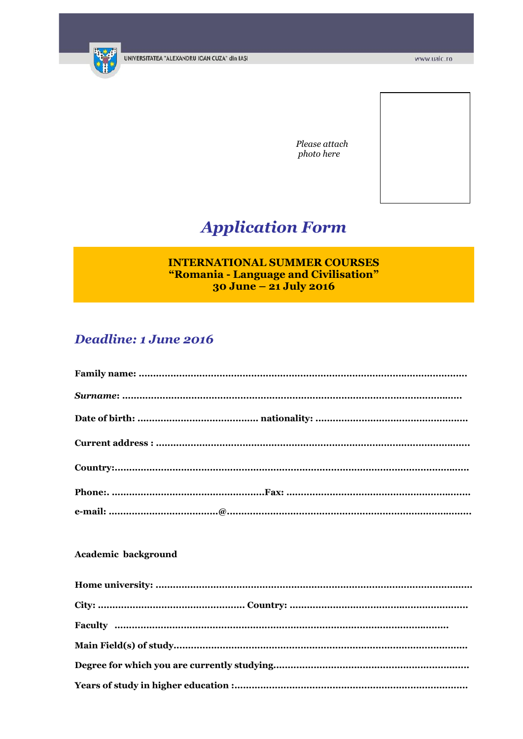UNIVERSITATEA "ALEXANDRU IOAN CUZA" din IAŞI

www.uaic.ro

*Please attach photo here*

# *Application Form*

**INTERNATIONAL SUMMER COURSES**
**"Romania - Language and Civilisation"**
**30 June – 21 July 2016**

## *Deadline: 1 June 2016*

**Family name:** ...........................................................................................................

***Surname*:** ..................................................................................................................

**Date of birth:** ........................................ **nationality:** ...................................................

**Current address :** ........................................................................................................

**Country:**.........................................................................................................................

**Phone:.** ...................................................**Fax:** .............................................................

**e-mail:** ....................................@...................................................................................

**Academic background**

**Home university:** ...........................................................................................................

**City:** ................................................. **Country:** ............................................................

**Faculty** ..................................................................................................................

**Main Field(s) of study**...................................................................................................

**Degree for which you are currently studying**.................................................................

**Years of study in higher education :**...............................................................................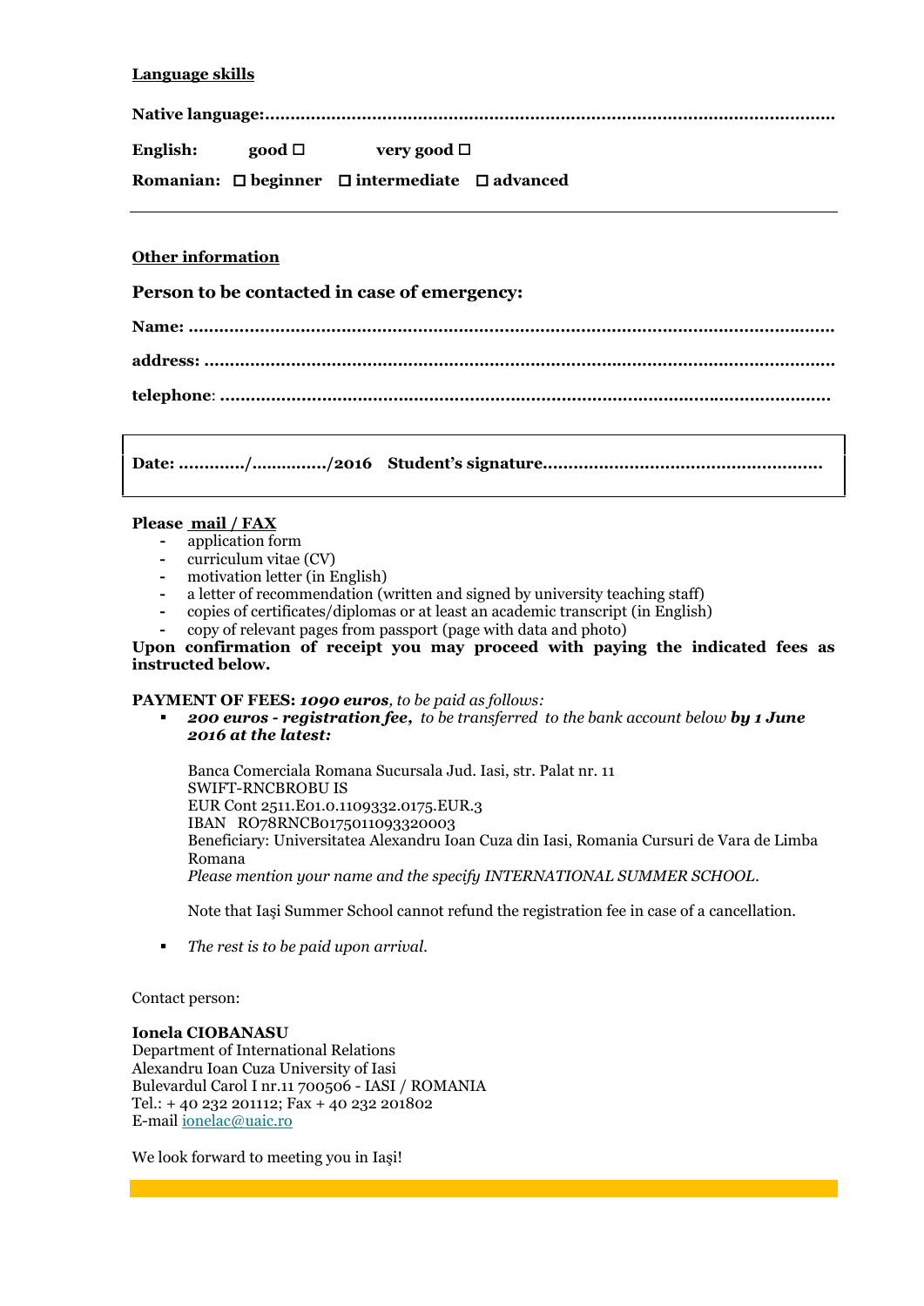**Language skills**

**Native language:**...................................................................................................................

**English:** good ☐ very good ☐

**Romanian:** ☐ **beginner** ☐ **intermediate** ☐ **advanced**

---

**Other information**

**Person to be contacted in case of emergency:**

**Name:** ...................................................................................................................

**address:** ...............................................................................................................

**telephone**: ...........................................................................................................

---

**Date:** ............/............../2016 **Student's signature**.....................................................

---

**Please mail / FAX**

- application form
- curriculum vitae (CV)
- motivation letter (in English)
- a letter of recommendation (written and signed by university teaching staff)
- copies of certificates/diplomas or at least an academic transcript (in English)
- copy of relevant pages from passport (page with data and photo)

**Upon confirmation of receipt you may proceed with paying the indicated fees as instructed below.**

**PAYMENT OF FEES:** ***1090 euros****, to be paid as follows:*

- ***200 euros - registration fee****, to be transferred to the bank account below* ***by 1 June 2016 at the latest:***

  Banca Comerciala Romana Sucursala Jud. Iasi, str. Palat nr. 11
  SWIFT-RNCBROBU IS
  EUR Cont 2511.E01.0.1109332.0175.EUR.3
  IBAN RO78RNCB0175011093320003
  Beneficiary: Universitatea Alexandru Ioan Cuza din Iasi, Romania Cursuri de Vara de Limba Romana
  *Please mention your name and the specify INTERNATIONAL SUMMER SCHOOL.*

  Note that Iaşi Summer School cannot refund the registration fee in case of a cancellation.

- *The rest is to be paid upon arrival.*

Contact person:

**Ionela CIOBANASU**
Department of International Relations
Alexandru Ioan Cuza University of Iasi
Bulevardul Carol I nr.11 700506 - IASI / ROMANIA
Tel.: + 40 232 201112; Fax + 40 232 201802
E-mail ionelac@uaic.ro

We look forward to meeting you in Iaşi!